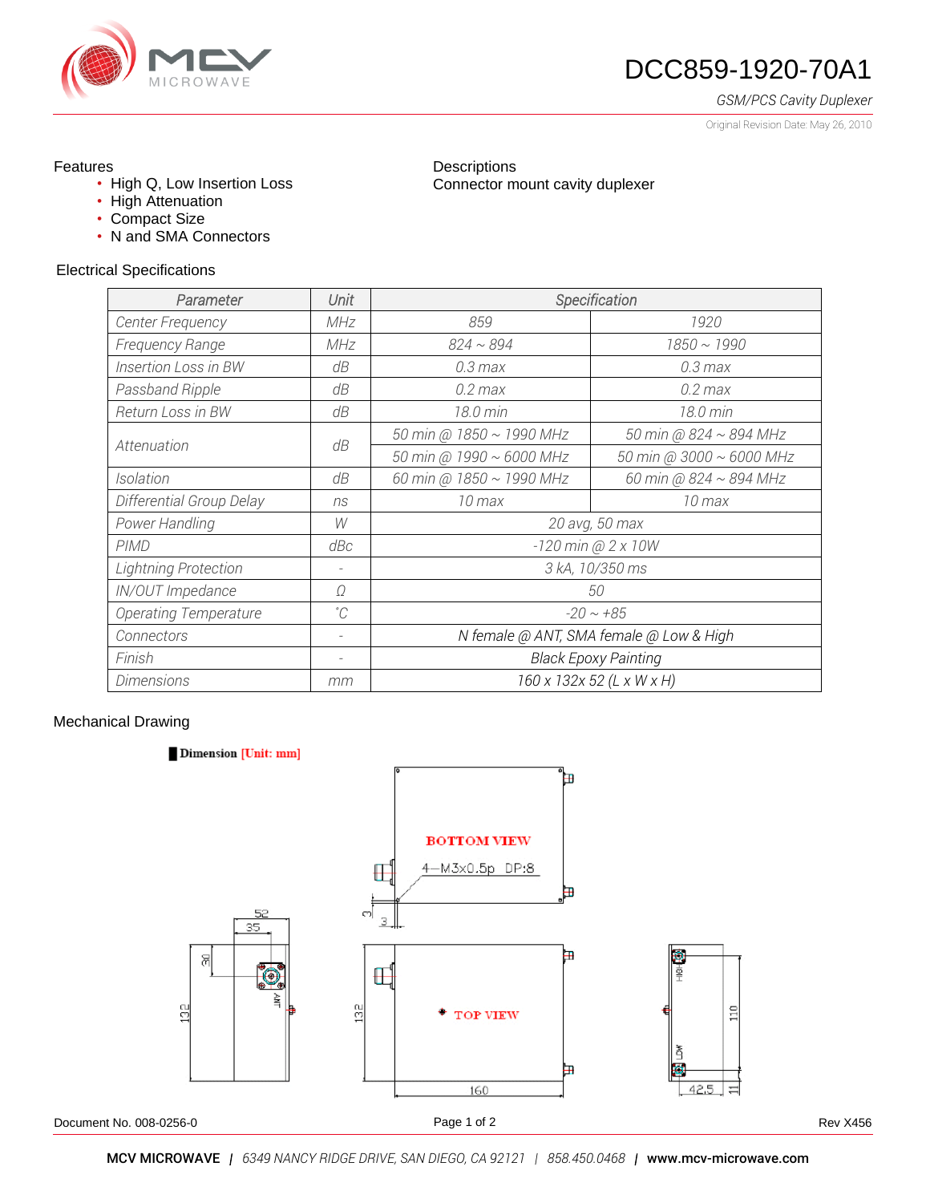# DCC859-1920-70A1

*GSM/PCS Cavity Duplexer*

Original Revision Date: May 26, 2010

## Features

- High Q, Low Insertion Loss
- High Attenuation
- Compact Size
- N and SMA Connectors

## Descriptions

Connector mount cavity duplexer

## Electrical Specifications

| Parameter | Unit | Specification | |
|---|---|---|---|
| Center Frequency | MHz | 859 | 1920 |
| Frequency Range | MHz | 824 ~ 894 | 1850 ~ 1990 |
| Insertion Loss in BW | dB | 0.3 max | 0.3 max |
| Passband Ripple | dB | 0.2 max | 0.2 max |
| Return Loss in BW | dB | 18.0 min | 18.0 min |
| Attenuation | dB | 50 min @ 1850 ~ 1990 MHz | 50 min @ 824 ~ 894 MHz |
| | | 50 min @ 1990 ~ 6000 MHz | 50 min @ 3000 ~ 6000 MHz |
| Isolation | dB | 60 min @ 1850 ~ 1990 MHz | 60 min @ 824 ~ 894 MHz |
| Differential Group Delay | ns | 10 max | 10 max |
| Power Handling | W | 20 avg, 50 max | |
| PIMD | dBc | -120 min @ 2 x 10W | |
| Lightning Protection | - | 3 kA, 10/350 ms | |
| IN/OUT Impedance | Ω | 50 | |
| Operating Temperature | ˚C | -20 ~ +85 | |
| Connectors | - | N female @ ANT, SMA female @ Low & High | |
| Finish | - | Black Epoxy Painting | |
| Dimensions | mm | 160 x 132x 52 (L x W x H) | |

## Mechanical Drawing

Dimension [Unit: mm]

BOTTOM VIEW

4—M3x0.5p DP:8

TOP VIEW

Document No. 008-0256-0

Rev X456

**MCV MICROWAVE** | *6349 NANCY RIDGE DRIVE, SAN DIEGO, CA 92121* | *858.450.0468* | **www.mcv-microwave.com**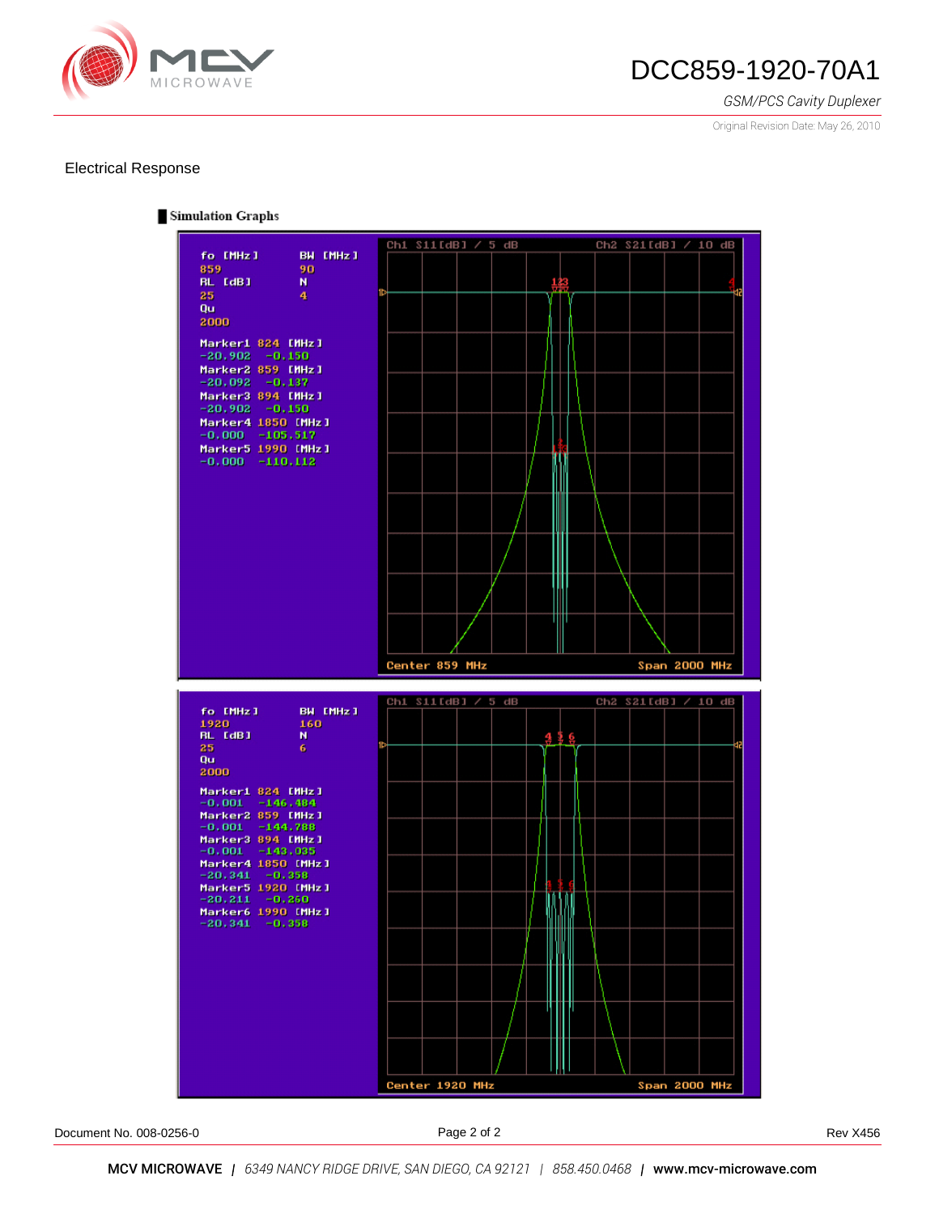## Electrical Response

**Simulation Graphs**

fo [MHz] 859
BW [MHz] 90
RL [dB] 25
N 4
Qu 2000

Marker1 824 [MHz]
-20.902 -0.150
Marker2 859 [MHz]
-20.092 -0.137
Marker3 894 [MHz]
-20.902 -0.150
Marker4 1850 [MHz]
-0.000 -105.517
Marker5 1990 [MHz]
-0.000 -110.112

Ch1 S11[dB] / 5 dB
Ch2 S21[dB] / 10 dB
Center 859 MHz
Span 2000 MHz

fo [MHz] 1920
BW [MHz] 160
RL [dB] 25
N 6
Qu 2000

Marker1 824 [MHz]
-0.001 -146.484
Marker2 859 [MHz]
-0.001 -144.788
Marker3 894 [MHz]
-0.001 -143.035
Marker4 1850 [MHz]
-20.341 -0.358
Marker5 1920 [MHz]
-20.211 -0.260
Marker6 1990 [MHz]
-20.341 -0.358

Ch1 S11[dB] / 5 dB
Ch2 S21[dB] / 10 dB
Center 1920 MHz
Span 2000 MHz